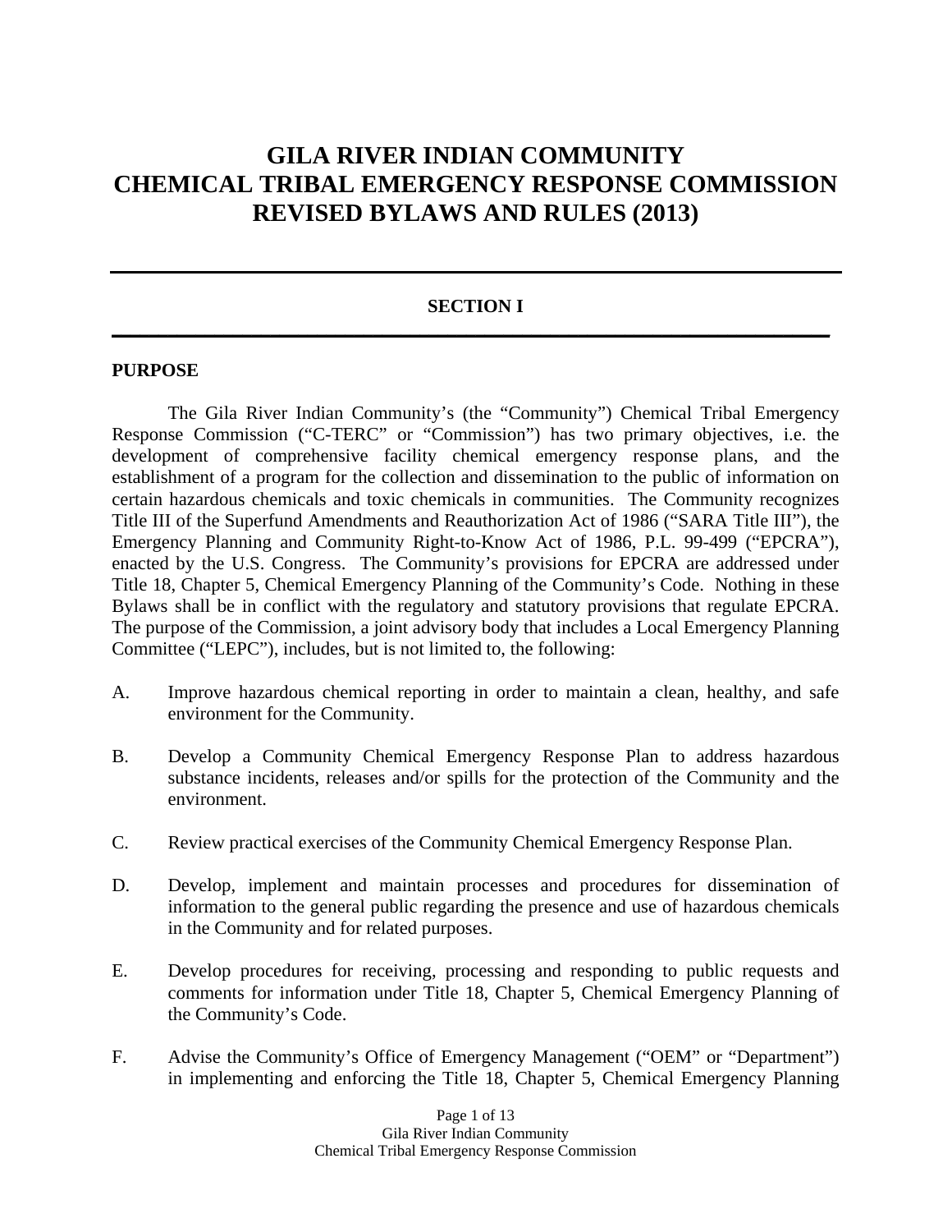# GILA RIVER INDIAN COMMUNITY
# CHEMICAL TRIBAL EMERGENCY RESPONSE COMMISSION
# REVISED BYLAWS AND RULES (2013)

---

## SECTION I

---

**PURPOSE**

The Gila River Indian Community's (the "Community") Chemical Tribal Emergency Response Commission ("C-TERC" or "Commission") has two primary objectives, i.e. the development of comprehensive facility chemical emergency response plans, and the establishment of a program for the collection and dissemination to the public of information on certain hazardous chemicals and toxic chemicals in communities. The Community recognizes Title III of the Superfund Amendments and Reauthorization Act of 1986 ("SARA Title III"), the Emergency Planning and Community Right-to-Know Act of 1986, P.L. 99-499 ("EPCRA"), enacted by the U.S. Congress. The Community's provisions for EPCRA are addressed under Title 18, Chapter 5, Chemical Emergency Planning of the Community's Code. Nothing in these Bylaws shall be in conflict with the regulatory and statutory provisions that regulate EPCRA. The purpose of the Commission, a joint advisory body that includes a Local Emergency Planning Committee ("LEPC"), includes, but is not limited to, the following:

A. Improve hazardous chemical reporting in order to maintain a clean, healthy, and safe environment for the Community.

B. Develop a Community Chemical Emergency Response Plan to address hazardous substance incidents, releases and/or spills for the protection of the Community and the environment.

C. Review practical exercises of the Community Chemical Emergency Response Plan.

D. Develop, implement and maintain processes and procedures for dissemination of information to the general public regarding the presence and use of hazardous chemicals in the Community and for related purposes.

E. Develop procedures for receiving, processing and responding to public requests and comments for information under Title 18, Chapter 5, Chemical Emergency Planning of the Community's Code.

F. Advise the Community's Office of Emergency Management ("OEM" or "Department") in implementing and enforcing the Title 18, Chapter 5, Chemical Emergency Planning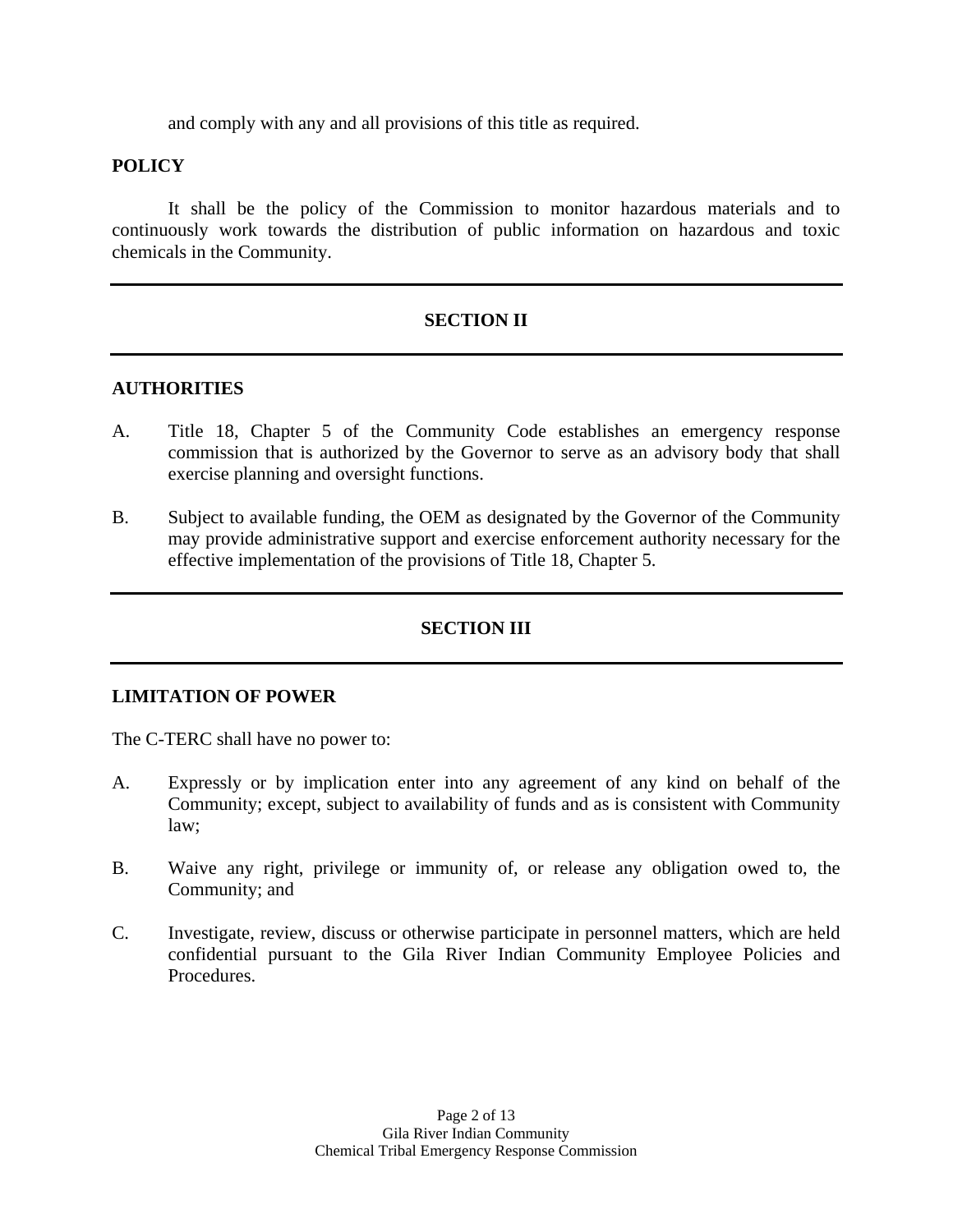and comply with any and all provisions of this title as required.

**POLICY**

It shall be the policy of the Commission to monitor hazardous materials and to continuously work towards the distribution of public information on hazardous and toxic chemicals in the Community.

---

## SECTION II

---

**AUTHORITIES**

A. Title 18, Chapter 5 of the Community Code establishes an emergency response commission that is authorized by the Governor to serve as an advisory body that shall exercise planning and oversight functions.

B. Subject to available funding, the OEM as designated by the Governor of the Community may provide administrative support and exercise enforcement authority necessary for the effective implementation of the provisions of Title 18, Chapter 5.

---

## SECTION III

---

**LIMITATION OF POWER**

The C-TERC shall have no power to:

A. Expressly or by implication enter into any agreement of any kind on behalf of the Community; except, subject to availability of funds and as is consistent with Community law;

B. Waive any right, privilege or immunity of, or release any obligation owed to, the Community; and

C. Investigate, review, discuss or otherwise participate in personnel matters, which are held confidential pursuant to the Gila River Indian Community Employee Policies and Procedures.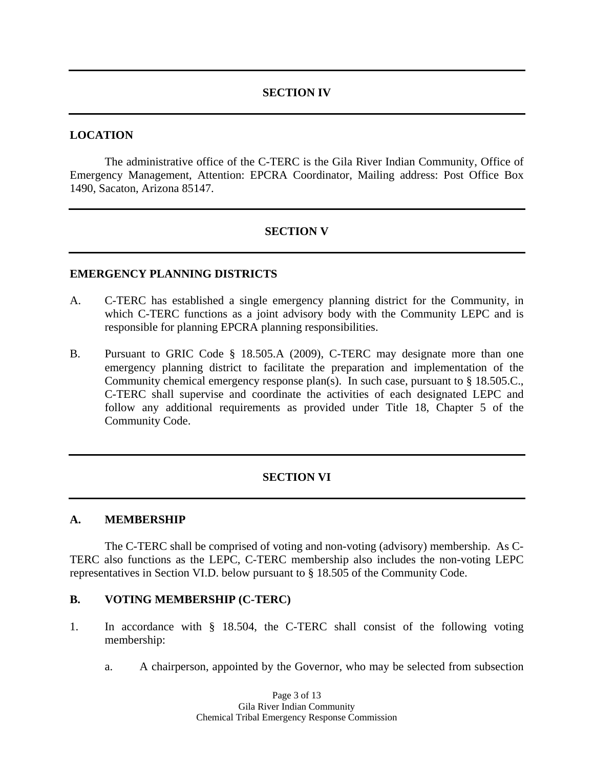## SECTION IV

### LOCATION

The administrative office of the C-TERC is the Gila River Indian Community, Office of Emergency Management, Attention: EPCRA Coordinator, Mailing address: Post Office Box 1490, Sacaton, Arizona 85147.

## SECTION V

### EMERGENCY PLANNING DISTRICTS

A. C-TERC has established a single emergency planning district for the Community, in which C-TERC functions as a joint advisory body with the Community LEPC and is responsible for planning EPCRA planning responsibilities.

B. Pursuant to GRIC Code § 18.505.A (2009), C-TERC may designate more than one emergency planning district to facilitate the preparation and implementation of the Community chemical emergency response plan(s). In such case, pursuant to § 18.505.C., C-TERC shall supervise and coordinate the activities of each designated LEPC and follow any additional requirements as provided under Title 18, Chapter 5 of the Community Code.

## SECTION VI

### A. MEMBERSHIP

The C-TERC shall be comprised of voting and non-voting (advisory) membership. As C-TERC also functions as the LEPC, C-TERC membership also includes the non-voting LEPC representatives in Section VI.D. below pursuant to § 18.505 of the Community Code.

### B. VOTING MEMBERSHIP (C-TERC)

1. In accordance with § 18.504, the C-TERC shall consist of the following voting membership:

    a. A chairperson, appointed by the Governor, who may be selected from subsection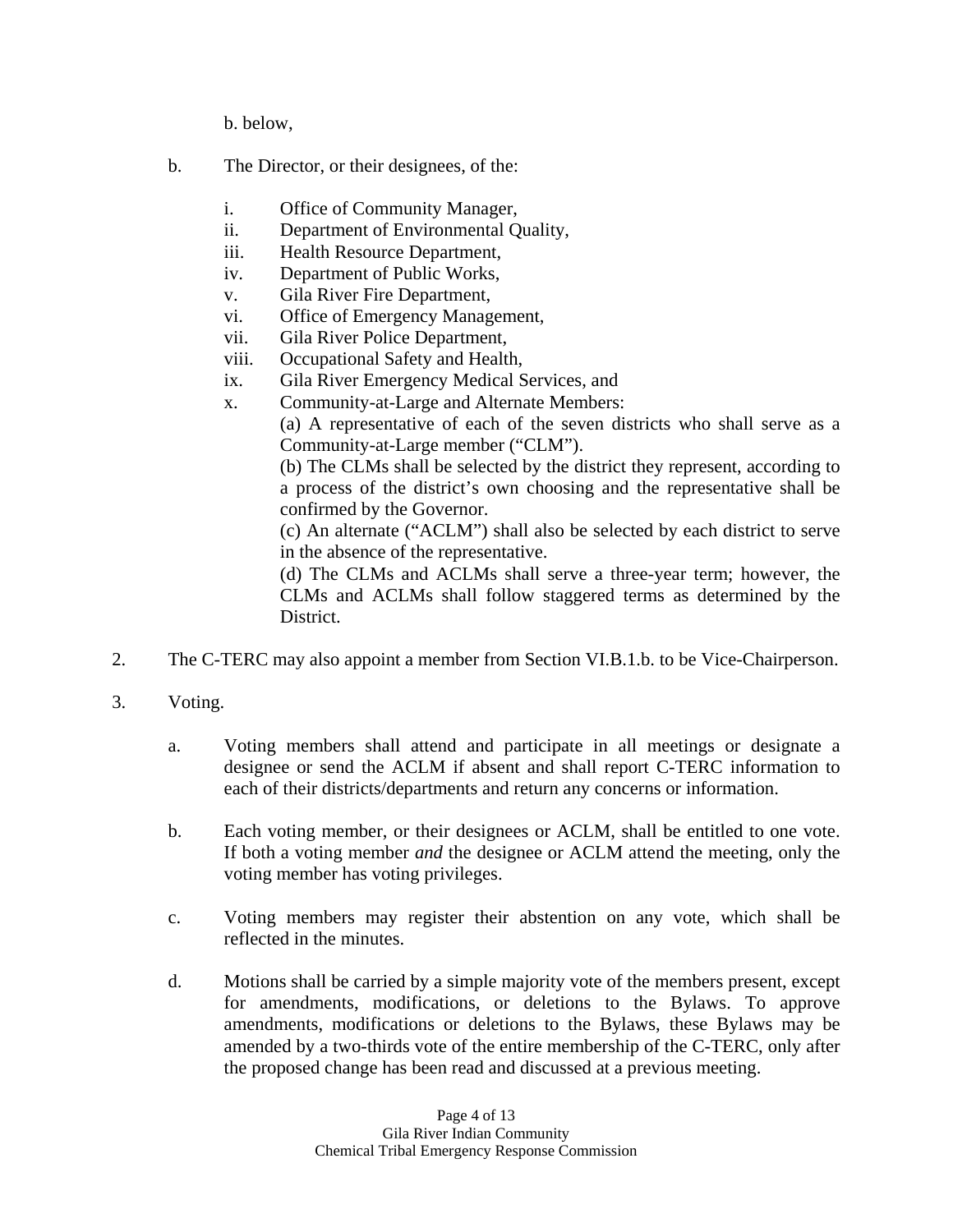b. below,

b. The Director, or their designees, of the:

   i. Office of Community Manager,
   ii. Department of Environmental Quality,
   iii. Health Resource Department,
   iv. Department of Public Works,
   v. Gila River Fire Department,
   vi. Office of Emergency Management,
   vii. Gila River Police Department,
   viii. Occupational Safety and Health,
   ix. Gila River Emergency Medical Services, and
   x. Community-at-Large and Alternate Members:

      (a) A representative of each of the seven districts who shall serve as a Community-at-Large member ("CLM").

      (b) The CLMs shall be selected by the district they represent, according to a process of the district's own choosing and the representative shall be confirmed by the Governor.

      (c) An alternate ("ACLM") shall also be selected by each district to serve in the absence of the representative.

      (d) The CLMs and ACLMs shall serve a three-year term; however, the CLMs and ACLMs shall follow staggered terms as determined by the District.

2. The C-TERC may also appoint a member from Section VI.B.1.b. to be Vice-Chairperson.

3. Voting.

   a. Voting members shall attend and participate in all meetings or designate a designee or send the ACLM if absent and shall report C-TERC information to each of their districts/departments and return any concerns or information.

   b. Each voting member, or their designees or ACLM, shall be entitled to one vote. If both a voting member *and* the designee or ACLM attend the meeting, only the voting member has voting privileges.

   c. Voting members may register their abstention on any vote, which shall be reflected in the minutes.

   d. Motions shall be carried by a simple majority vote of the members present, except for amendments, modifications, or deletions to the Bylaws. To approve amendments, modifications or deletions to the Bylaws, these Bylaws may be amended by a two-thirds vote of the entire membership of the C-TERC, only after the proposed change has been read and discussed at a previous meeting.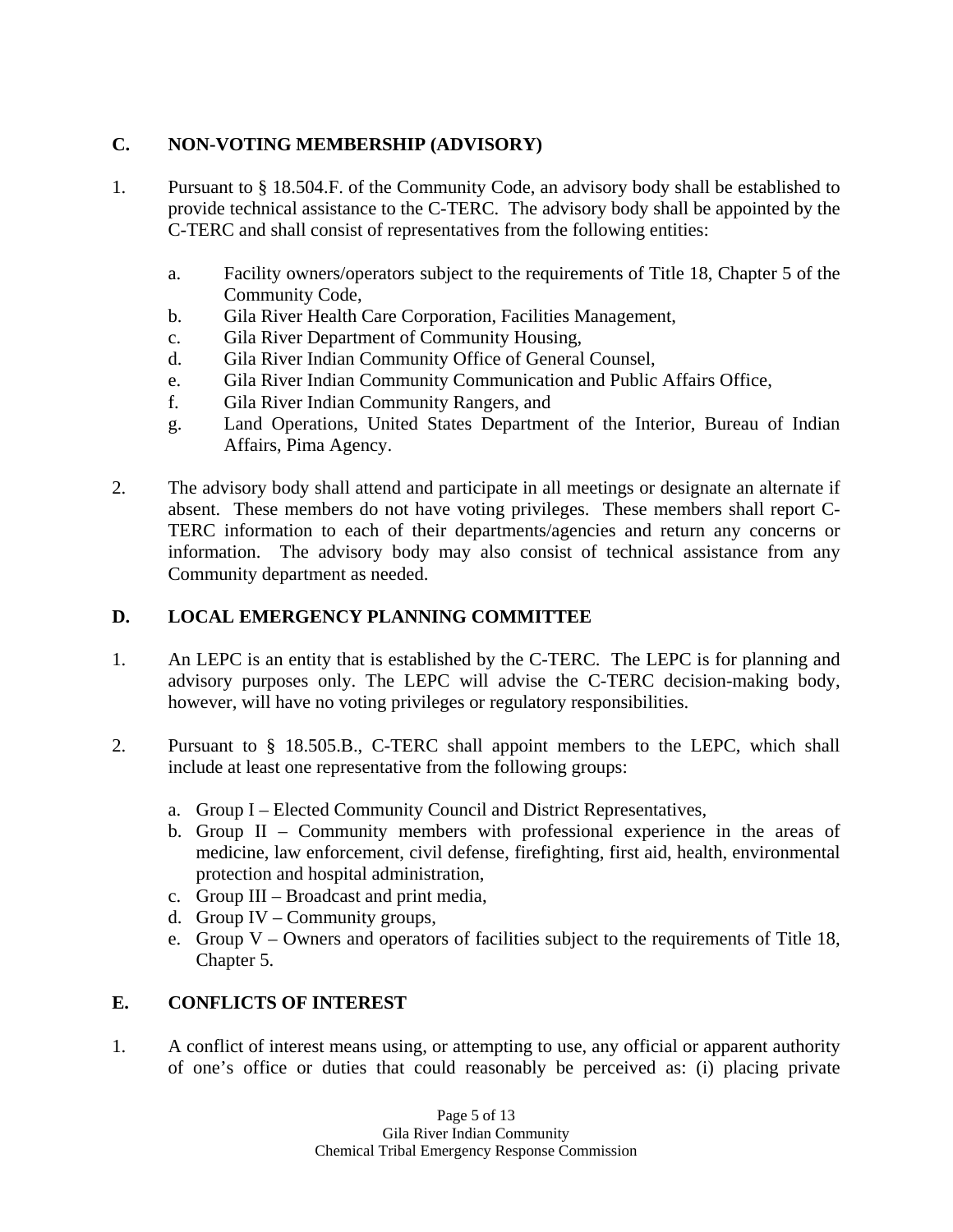## C. NON-VOTING MEMBERSHIP (ADVISORY)

1. Pursuant to § 18.504.F. of the Community Code, an advisory body shall be established to provide technical assistance to the C-TERC. The advisory body shall be appointed by the C-TERC and shall consist of representatives from the following entities:

   a. Facility owners/operators subject to the requirements of Title 18, Chapter 5 of the Community Code,
   b. Gila River Health Care Corporation, Facilities Management,
   c. Gila River Department of Community Housing,
   d. Gila River Indian Community Office of General Counsel,
   e. Gila River Indian Community Communication and Public Affairs Office,
   f. Gila River Indian Community Rangers, and
   g. Land Operations, United States Department of the Interior, Bureau of Indian Affairs, Pima Agency.

2. The advisory body shall attend and participate in all meetings or designate an alternate if absent. These members do not have voting privileges. These members shall report C-TERC information to each of their departments/agencies and return any concerns or information. The advisory body may also consist of technical assistance from any Community department as needed.

## D. LOCAL EMERGENCY PLANNING COMMITTEE

1. An LEPC is an entity that is established by the C-TERC. The LEPC is for planning and advisory purposes only. The LEPC will advise the C-TERC decision-making body, however, will have no voting privileges or regulatory responsibilities.

2. Pursuant to § 18.505.B., C-TERC shall appoint members to the LEPC, which shall include at least one representative from the following groups:

   a. Group I – Elected Community Council and District Representatives,
   b. Group II – Community members with professional experience in the areas of medicine, law enforcement, civil defense, firefighting, first aid, health, environmental protection and hospital administration,
   c. Group III – Broadcast and print media,
   d. Group IV – Community groups,
   e. Group V – Owners and operators of facilities subject to the requirements of Title 18, Chapter 5.

## E. CONFLICTS OF INTEREST

1. A conflict of interest means using, or attempting to use, any official or apparent authority of one's office or duties that could reasonably be perceived as: (i) placing private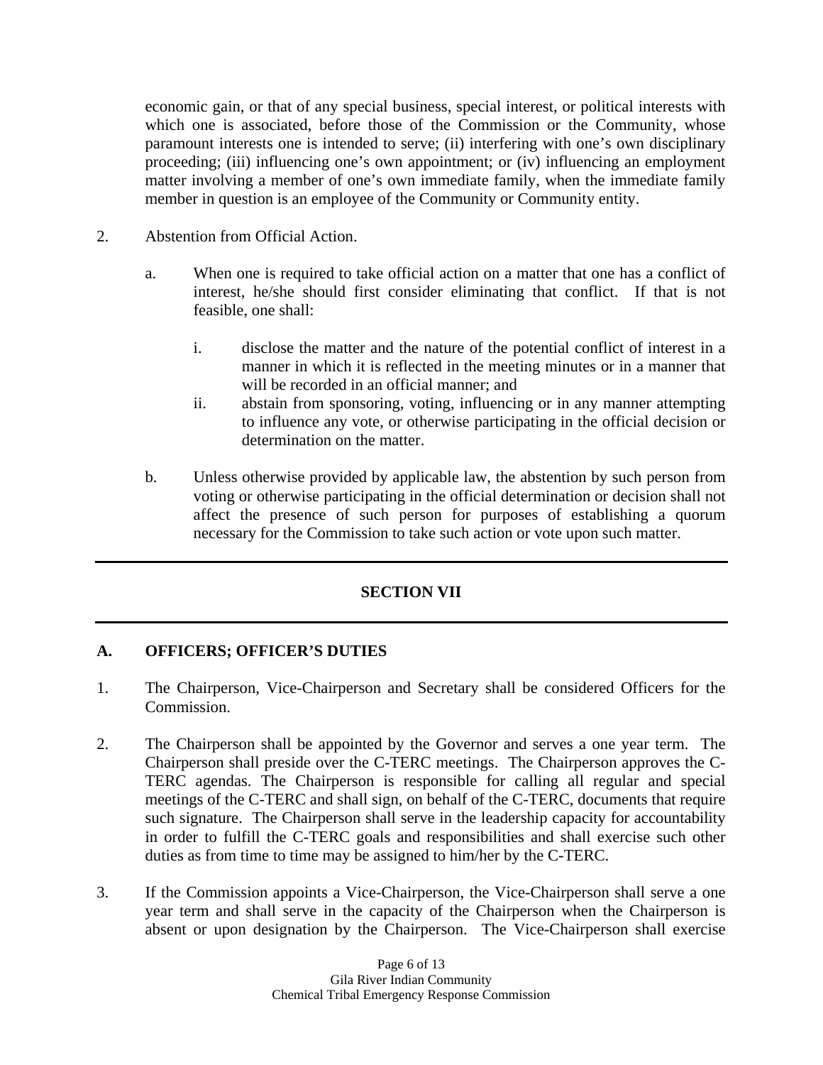economic gain, or that of any special business, special interest, or political interests with which one is associated, before those of the Commission or the Community, whose paramount interests one is intended to serve; (ii) interfering with one's own disciplinary proceeding; (iii) influencing one's own appointment; or (iv) influencing an employment matter involving a member of one's own immediate family, when the immediate family member in question is an employee of the Community or Community entity.

2. Abstention from Official Action.

   a. When one is required to take official action on a matter that one has a conflict of interest, he/she should first consider eliminating that conflict. If that is not feasible, one shall:

      i. disclose the matter and the nature of the potential conflict of interest in a manner in which it is reflected in the meeting minutes or in a manner that will be recorded in an official manner; and
      ii. abstain from sponsoring, voting, influencing or in any manner attempting to influence any vote, or otherwise participating in the official decision or determination on the matter.

   b. Unless otherwise provided by applicable law, the abstention by such person from voting or otherwise participating in the official determination or decision shall not affect the presence of such person for purposes of establishing a quorum necessary for the Commission to take such action or vote upon such matter.

---

## SECTION VII

---

### A. OFFICERS; OFFICER'S DUTIES

1. The Chairperson, Vice-Chairperson and Secretary shall be considered Officers for the Commission.

2. The Chairperson shall be appointed by the Governor and serves a one year term. The Chairperson shall preside over the C-TERC meetings. The Chairperson approves the C-TERC agendas. The Chairperson is responsible for calling all regular and special meetings of the C-TERC and shall sign, on behalf of the C-TERC, documents that require such signature. The Chairperson shall serve in the leadership capacity for accountability in order to fulfill the C-TERC goals and responsibilities and shall exercise such other duties as from time to time may be assigned to him/her by the C-TERC.

3. If the Commission appoints a Vice-Chairperson, the Vice-Chairperson shall serve a one year term and shall serve in the capacity of the Chairperson when the Chairperson is absent or upon designation by the Chairperson. The Vice-Chairperson shall exercise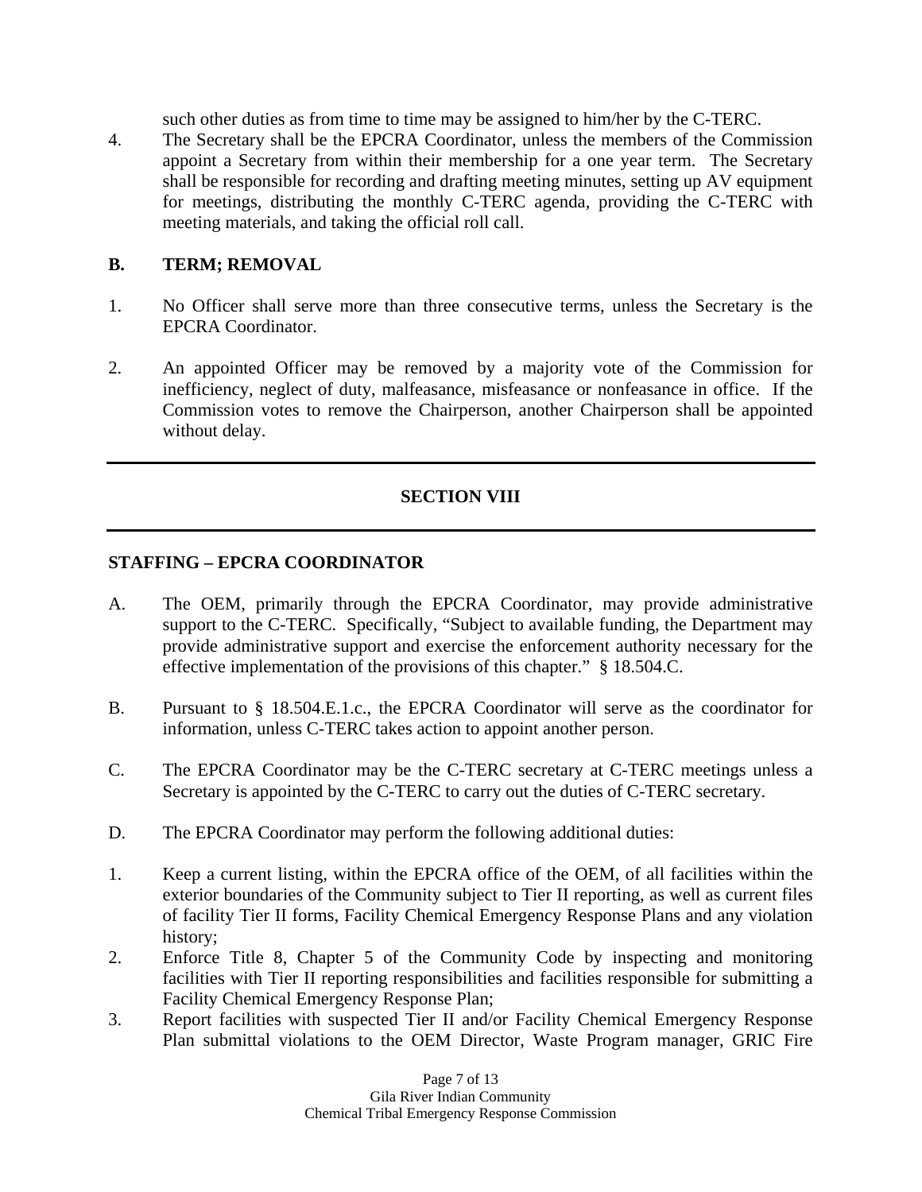such other duties as from time to time may be assigned to him/her by the C-TERC.

4. The Secretary shall be the EPCRA Coordinator, unless the members of the Commission appoint a Secretary from within their membership for a one year term. The Secretary shall be responsible for recording and drafting meeting minutes, setting up AV equipment for meetings, distributing the monthly C-TERC agenda, providing the C-TERC with meeting materials, and taking the official roll call.

**B. TERM; REMOVAL**

1. No Officer shall serve more than three consecutive terms, unless the Secretary is the EPCRA Coordinator.

2. An appointed Officer may be removed by a majority vote of the Commission for inefficiency, neglect of duty, malfeasance, misfeasance or nonfeasance in office. If the Commission votes to remove the Chairperson, another Chairperson shall be appointed without delay.

---

## SECTION VIII

---

### STAFFING – EPCRA COORDINATOR

A. The OEM, primarily through the EPCRA Coordinator, may provide administrative support to the C-TERC. Specifically, "Subject to available funding, the Department may provide administrative support and exercise the enforcement authority necessary for the effective implementation of the provisions of this chapter." § 18.504.C.

B. Pursuant to § 18.504.E.1.c., the EPCRA Coordinator will serve as the coordinator for information, unless C-TERC takes action to appoint another person.

C. The EPCRA Coordinator may be the C-TERC secretary at C-TERC meetings unless a Secretary is appointed by the C-TERC to carry out the duties of C-TERC secretary.

D. The EPCRA Coordinator may perform the following additional duties:

1. Keep a current listing, within the EPCRA office of the OEM, of all facilities within the exterior boundaries of the Community subject to Tier II reporting, as well as current files of facility Tier II forms, Facility Chemical Emergency Response Plans and any violation history;
2. Enforce Title 8, Chapter 5 of the Community Code by inspecting and monitoring facilities with Tier II reporting responsibilities and facilities responsible for submitting a Facility Chemical Emergency Response Plan;
3. Report facilities with suspected Tier II and/or Facility Chemical Emergency Response Plan submittal violations to the OEM Director, Waste Program manager, GRIC Fire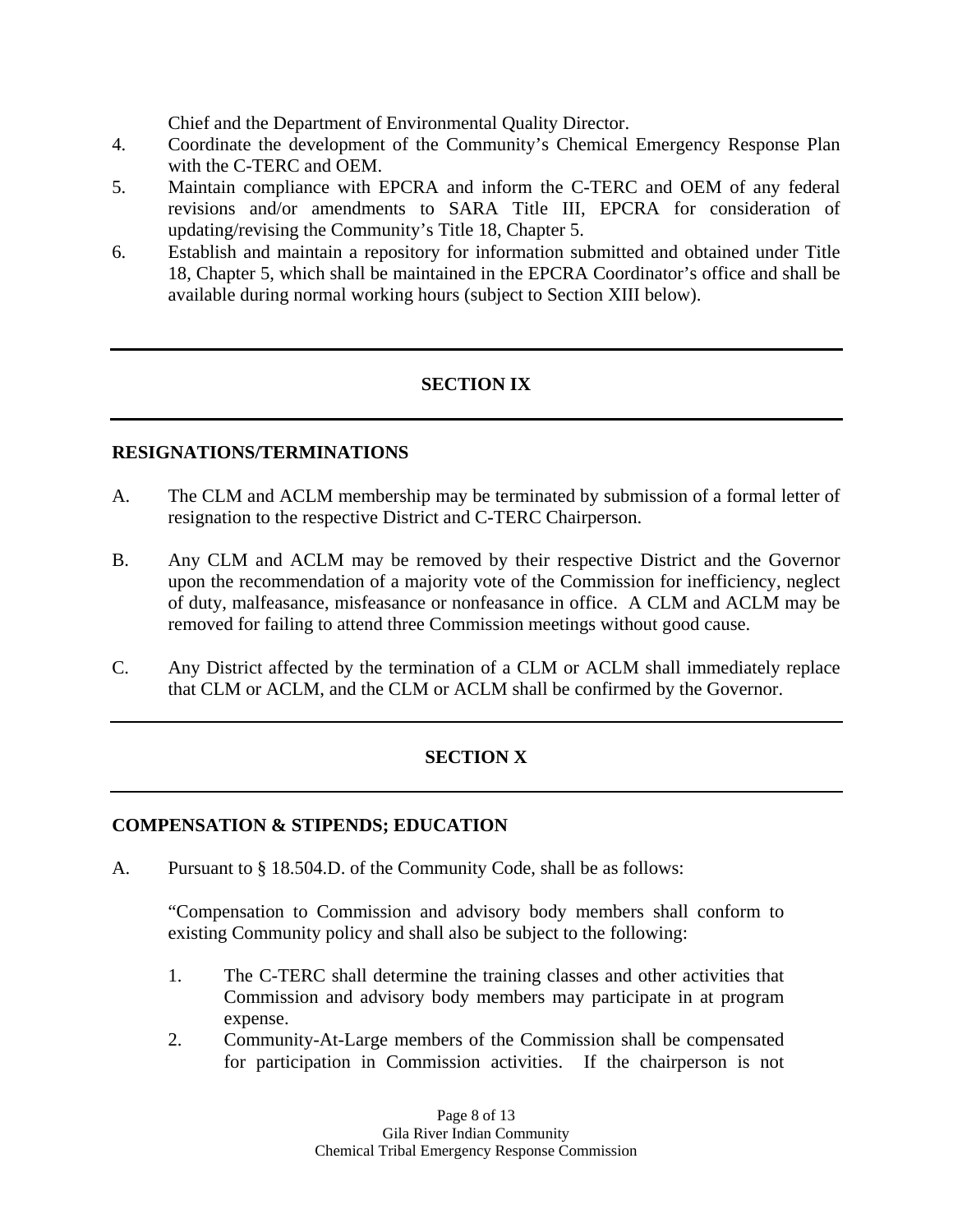Chief and the Department of Environmental Quality Director.

4. Coordinate the development of the Community's Chemical Emergency Response Plan with the C-TERC and OEM.
5. Maintain compliance with EPCRA and inform the C-TERC and OEM of any federal revisions and/or amendments to SARA Title III, EPCRA for consideration of updating/revising the Community's Title 18, Chapter 5.
6. Establish and maintain a repository for information submitted and obtained under Title 18, Chapter 5, which shall be maintained in the EPCRA Coordinator's office and shall be available during normal working hours (subject to Section XIII below).

---

## SECTION IX

---

### RESIGNATIONS/TERMINATIONS

A. The CLM and ACLM membership may be terminated by submission of a formal letter of resignation to the respective District and C-TERC Chairperson.

B. Any CLM and ACLM may be removed by their respective District and the Governor upon the recommendation of a majority vote of the Commission for inefficiency, neglect of duty, malfeasance, misfeasance or nonfeasance in office. A CLM and ACLM may be removed for failing to attend three Commission meetings without good cause.

C. Any District affected by the termination of a CLM or ACLM shall immediately replace that CLM or ACLM, and the CLM or ACLM shall be confirmed by the Governor.

---

## SECTION X

---

### COMPENSATION & STIPENDS; EDUCATION

A. Pursuant to § 18.504.D. of the Community Code, shall be as follows:

"Compensation to Commission and advisory body members shall conform to existing Community policy and shall also be subject to the following:

1. The C-TERC shall determine the training classes and other activities that Commission and advisory body members may participate in at program expense.
2. Community-At-Large members of the Commission shall be compensated for participation in Commission activities. If the chairperson is not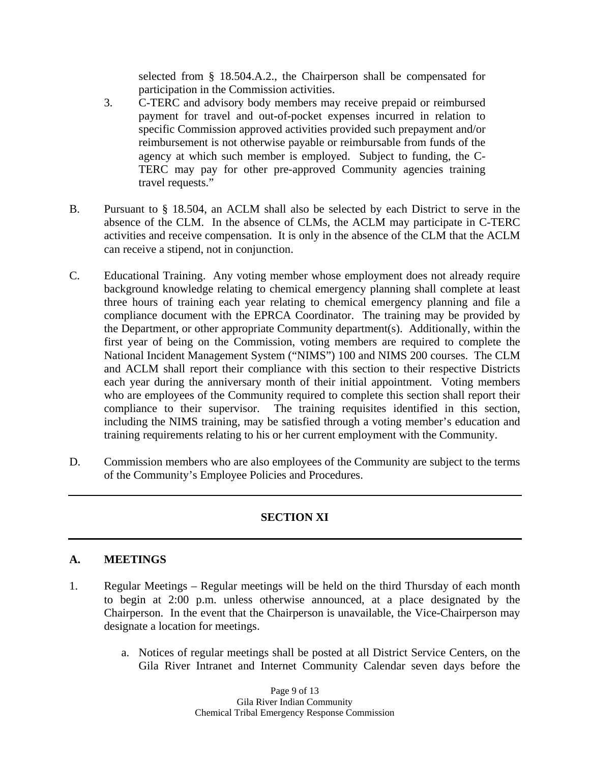selected from § 18.504.A.2., the Chairperson shall be compensated for participation in the Commission activities.

3. C-TERC and advisory body members may receive prepaid or reimbursed payment for travel and out-of-pocket expenses incurred in relation to specific Commission approved activities provided such prepayment and/or reimbursement is not otherwise payable or reimbursable from funds of the agency at which such member is employed. Subject to funding, the C-TERC may pay for other pre-approved Community agencies training travel requests."

B. Pursuant to § 18.504, an ACLM shall also be selected by each District to serve in the absence of the CLM. In the absence of CLMs, the ACLM may participate in C-TERC activities and receive compensation. It is only in the absence of the CLM that the ACLM can receive a stipend, not in conjunction.

C. Educational Training. Any voting member whose employment does not already require background knowledge relating to chemical emergency planning shall complete at least three hours of training each year relating to chemical emergency planning and file a compliance document with the EPRCA Coordinator. The training may be provided by the Department, or other appropriate Community department(s). Additionally, within the first year of being on the Commission, voting members are required to complete the National Incident Management System ("NIMS") 100 and NIMS 200 courses. The CLM and ACLM shall report their compliance with this section to their respective Districts each year during the anniversary month of their initial appointment. Voting members who are employees of the Community required to complete this section shall report their compliance to their supervisor. The training requisites identified in this section, including the NIMS training, may be satisfied through a voting member's education and training requirements relating to his or her current employment with the Community.

D. Commission members who are also employees of the Community are subject to the terms of the Community's Employee Policies and Procedures.

---

## SECTION XI

---

### A. MEETINGS

1. Regular Meetings – Regular meetings will be held on the third Thursday of each month to begin at 2:00 p.m. unless otherwise announced, at a place designated by the Chairperson. In the event that the Chairperson is unavailable, the Vice-Chairperson may designate a location for meetings.

   a. Notices of regular meetings shall be posted at all District Service Centers, on the Gila River Intranet and Internet Community Calendar seven days before the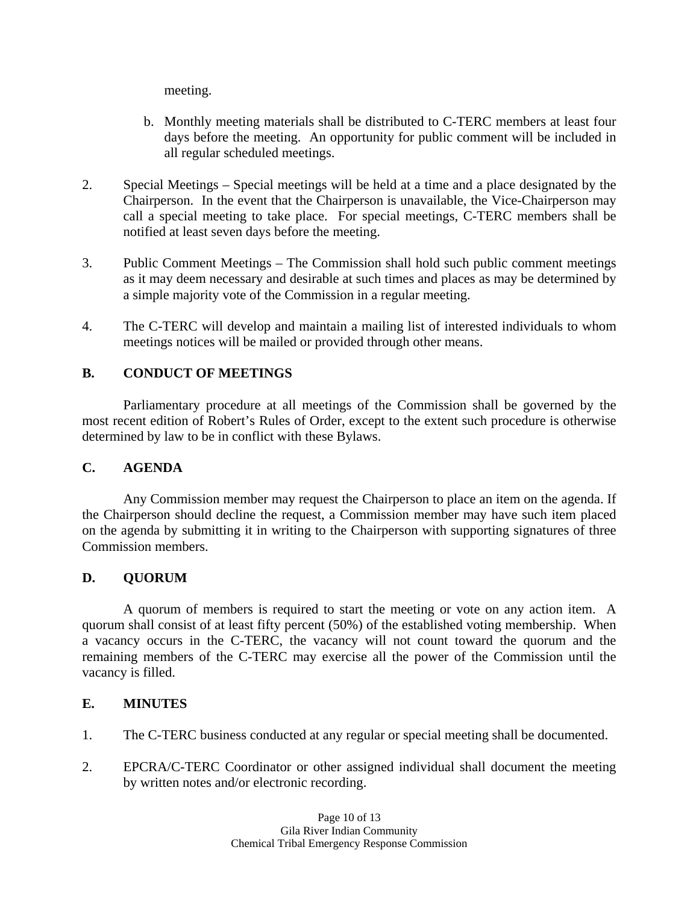meeting.

   b. Monthly meeting materials shall be distributed to C-TERC members at least four days before the meeting. An opportunity for public comment will be included in all regular scheduled meetings.

2. Special Meetings – Special meetings will be held at a time and a place designated by the Chairperson. In the event that the Chairperson is unavailable, the Vice-Chairperson may call a special meeting to take place. For special meetings, C-TERC members shall be notified at least seven days before the meeting.

3. Public Comment Meetings – The Commission shall hold such public comment meetings as it may deem necessary and desirable at such times and places as may be determined by a simple majority vote of the Commission in a regular meeting.

4. The C-TERC will develop and maintain a mailing list of interested individuals to whom meetings notices will be mailed or provided through other means.

**B. CONDUCT OF MEETINGS**

Parliamentary procedure at all meetings of the Commission shall be governed by the most recent edition of Robert's Rules of Order, except to the extent such procedure is otherwise determined by law to be in conflict with these Bylaws.

**C. AGENDA**

Any Commission member may request the Chairperson to place an item on the agenda. If the Chairperson should decline the request, a Commission member may have such item placed on the agenda by submitting it in writing to the Chairperson with supporting signatures of three Commission members.

**D. QUORUM**

A quorum of members is required to start the meeting or vote on any action item. A quorum shall consist of at least fifty percent (50%) of the established voting membership. When a vacancy occurs in the C-TERC, the vacancy will not count toward the quorum and the remaining members of the C-TERC may exercise all the power of the Commission until the vacancy is filled.

**E. MINUTES**

1. The C-TERC business conducted at any regular or special meeting shall be documented.

2. EPCRA/C-TERC Coordinator or other assigned individual shall document the meeting by written notes and/or electronic recording.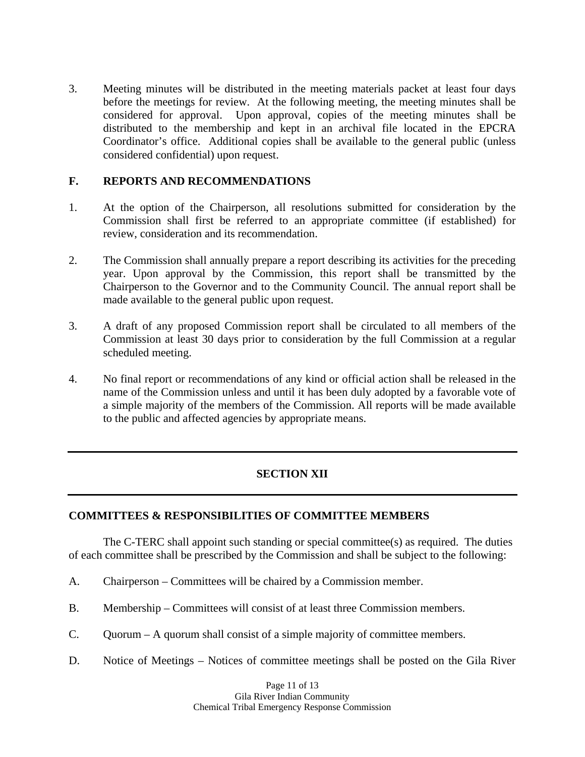3. Meeting minutes will be distributed in the meeting materials packet at least four days before the meetings for review. At the following meeting, the meeting minutes shall be considered for approval. Upon approval, copies of the meeting minutes shall be distributed to the membership and kept in an archival file located in the EPCRA Coordinator's office. Additional copies shall be available to the general public (unless considered confidential) upon request.

### F. REPORTS AND RECOMMENDATIONS

1. At the option of the Chairperson, all resolutions submitted for consideration by the Commission shall first be referred to an appropriate committee (if established) for review, consideration and its recommendation.

2. The Commission shall annually prepare a report describing its activities for the preceding year. Upon approval by the Commission, this report shall be transmitted by the Chairperson to the Governor and to the Community Council. The annual report shall be made available to the general public upon request.

3. A draft of any proposed Commission report shall be circulated to all members of the Commission at least 30 days prior to consideration by the full Commission at a regular scheduled meeting.

4. No final report or recommendations of any kind or official action shall be released in the name of the Commission unless and until it has been duly adopted by a favorable vote of a simple majority of the members of the Commission. All reports will be made available to the public and affected agencies by appropriate means.

---

## SECTION XII

---

### COMMITTEES & RESPONSIBILITIES OF COMMITTEE MEMBERS

The C-TERC shall appoint such standing or special committee(s) as required. The duties of each committee shall be prescribed by the Commission and shall be subject to the following:

A. Chairperson – Committees will be chaired by a Commission member.

B. Membership – Committees will consist of at least three Commission members.

C. Quorum – A quorum shall consist of a simple majority of committee members.

D. Notice of Meetings – Notices of committee meetings shall be posted on the Gila River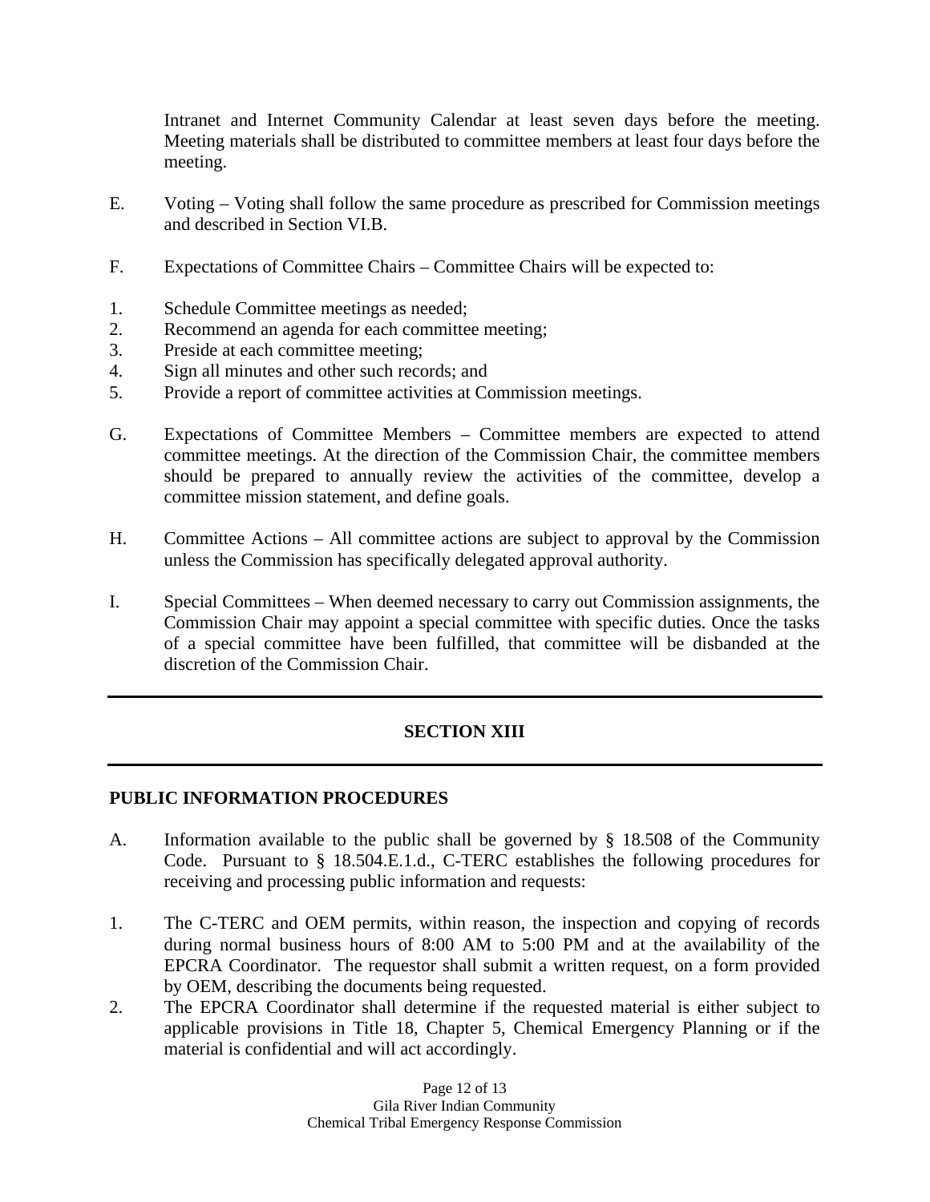Intranet and Internet Community Calendar at least seven days before the meeting. Meeting materials shall be distributed to committee members at least four days before the meeting.

E. Voting – Voting shall follow the same procedure as prescribed for Commission meetings and described in Section VI.B.

F. Expectations of Committee Chairs – Committee Chairs will be expected to:

1. Schedule Committee meetings as needed;
2. Recommend an agenda for each committee meeting;
3. Preside at each committee meeting;
4. Sign all minutes and other such records; and
5. Provide a report of committee activities at Commission meetings.

G. Expectations of Committee Members – Committee members are expected to attend committee meetings. At the direction of the Commission Chair, the committee members should be prepared to annually review the activities of the committee, develop a committee mission statement, and define goals.

H. Committee Actions – All committee actions are subject to approval by the Commission unless the Commission has specifically delegated approval authority.

I. Special Committees – When deemed necessary to carry out Commission assignments, the Commission Chair may appoint a special committee with specific duties. Once the tasks of a special committee have been fulfilled, that committee will be disbanded at the discretion of the Commission Chair.

---

## SECTION XIII

---

## PUBLIC INFORMATION PROCEDURES

A. Information available to the public shall be governed by § 18.508 of the Community Code. Pursuant to § 18.504.E.1.d., C-TERC establishes the following procedures for receiving and processing public information and requests:

1. The C-TERC and OEM permits, within reason, the inspection and copying of records during normal business hours of 8:00 AM to 5:00 PM and at the availability of the EPCRA Coordinator. The requestor shall submit a written request, on a form provided by OEM, describing the documents being requested.
2. The EPCRA Coordinator shall determine if the requested material is either subject to applicable provisions in Title 18, Chapter 5, Chemical Emergency Planning or if the material is confidential and will act accordingly.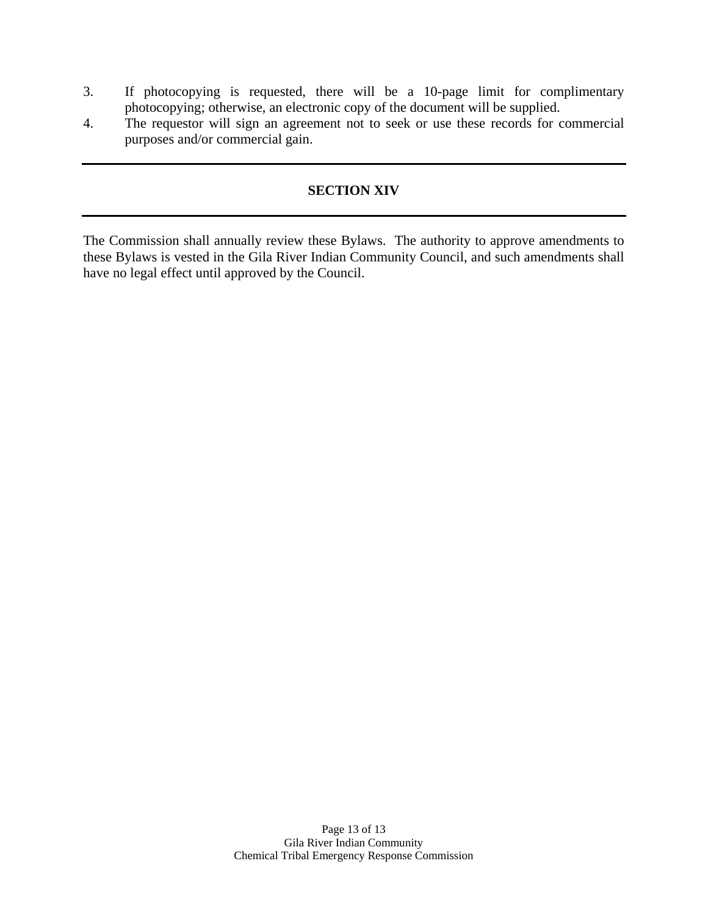3. If photocopying is requested, there will be a 10-page limit for complimentary photocopying; otherwise, an electronic copy of the document will be supplied.
4. The requestor will sign an agreement not to seek or use these records for commercial purposes and/or commercial gain.

---

## SECTION XIV

---

The Commission shall annually review these Bylaws. The authority to approve amendments to these Bylaws is vested in the Gila River Indian Community Council, and such amendments shall have no legal effect until approved by the Council.